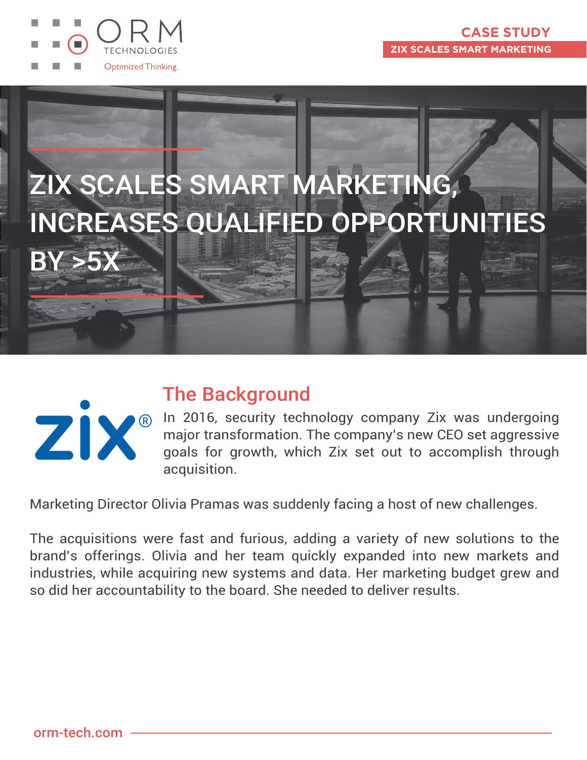ORM TECHNOLOGIES

Optimized Thinking.

CASE STUDY

ZIX SCALES SMART MARKETING

# ZIX SCALES SMART MARKETING, INCREASES QUALIFIED OPPORTUNITIES BY >5X

## The Background

In 2016, security technology company Zix was undergoing major transformation. The company's new CEO set aggressive goals for growth, which Zix set out to accomplish through acquisition.

Marketing Director Olivia Pramas was suddenly facing a host of new challenges.

The acquisitions were fast and furious, adding a variety of new solutions to the brand's offerings. Olivia and her team quickly expanded into new markets and industries, while acquiring new systems and data. Her marketing budget grew and so did her accountability to the board. She needed to deliver results.

orm-tech.com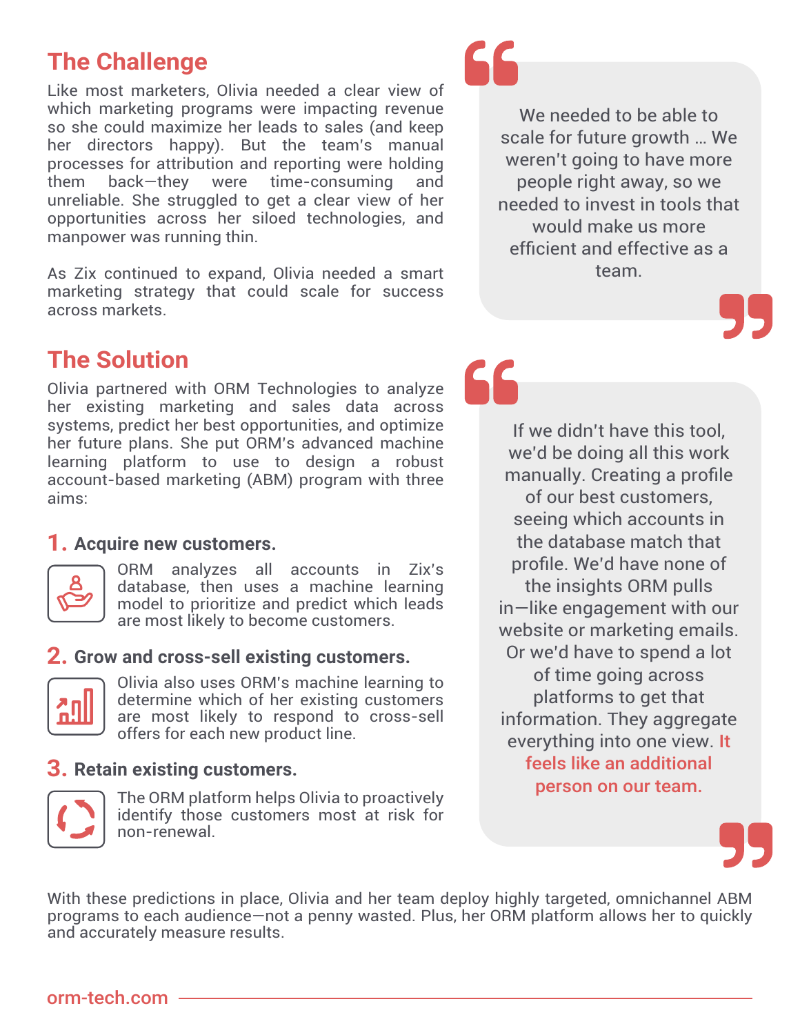## The Challenge

Like most marketers, Olivia needed a clear view of which marketing programs were impacting revenue so she could maximize her leads to sales (and keep her directors happy). But the team's manual processes for attribution and reporting were holding them back—they were time-consuming and unreliable. She struggled to get a clear view of her opportunities across her siloed technologies, and manpower was running thin.

As Zix continued to expand, Olivia needed a smart marketing strategy that could scale for success across markets.

> We needed to be able to scale for future growth … We weren't going to have more people right away, so we needed to invest in tools that would make us more efficient and effective as a team.

## The Solution

Olivia partnered with ORM Technologies to analyze her existing marketing and sales data across systems, predict her best opportunities, and optimize her future plans. She put ORM's advanced machine learning platform to use to design a robust account-based marketing (ABM) program with three aims:

### 1. Acquire new customers.

ORM analyzes all accounts in Zix's database, then uses a machine learning model to prioritize and predict which leads are most likely to become customers.

### 2. Grow and cross-sell existing customers.

Olivia also uses ORM's machine learning to determine which of her existing customers are most likely to respond to cross-sell offers for each new product line.

### 3. Retain existing customers.

The ORM platform helps Olivia to proactively identify those customers most at risk for non-renewal.

> If we didn't have this tool, we'd be doing all this work manually. Creating a profile of our best customers, seeing which accounts in the database match that profile. We'd have none of the insights ORM pulls in—like engagement with our website or marketing emails. Or we'd have to spend a lot of time going across platforms to get that information. They aggregate everything into one view. **It feels like an additional person on our team.**

With these predictions in place, Olivia and her team deploy highly targeted, omnichannel ABM programs to each audience—not a penny wasted. Plus, her ORM platform allows her to quickly and accurately measure results.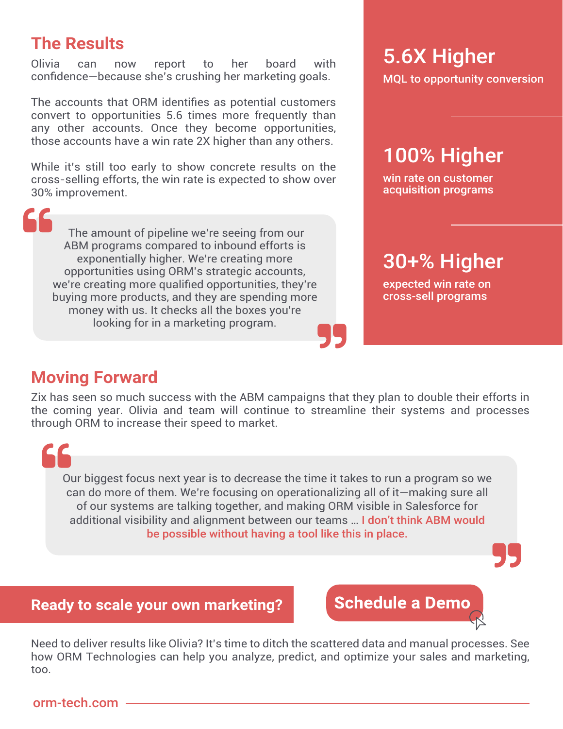## The Results

Olivia can now report to her board with confidence—because she's crushing her marketing goals.

The accounts that ORM identifies as potential customers convert to opportunities 5.6 times more frequently than any other accounts. Once they become opportunities, those accounts have a win rate 2X higher than any others.

While it's still too early to show concrete results on the cross-selling efforts, the win rate is expected to show over 30% improvement.

> The amount of pipeline we're seeing from our ABM programs compared to inbound efforts is exponentially higher. We're creating more opportunities using ORM's strategic accounts, we're creating more qualified opportunities, they're buying more products, and they are spending more money with us. It checks all the boxes you're looking for in a marketing program.

**5.6X Higher**

MQL to opportunity conversion

**100% Higher**

win rate on customer acquisition programs

**30+% Higher**

expected win rate on cross-sell programs

## Moving Forward

Zix has seen so much success with the ABM campaigns that they plan to double their efforts in the coming year. Olivia and team will continue to streamline their systems and processes through ORM to increase their speed to market.

> Our biggest focus next year is to decrease the time it takes to run a program so we can do more of them. We're focusing on operationalizing all of it—making sure all of our systems are talking together, and making ORM visible in Salesforce for additional visibility and alignment between our teams ... **I don't think ABM would be possible without having a tool like this in place.**

**Ready to scale your own marketing?**

**Schedule a Demo**

Need to deliver results like Olivia? It's time to ditch the scattered data and manual processes. See how ORM Technologies can help you analyze, predict, and optimize your sales and marketing, too.

orm-tech.com